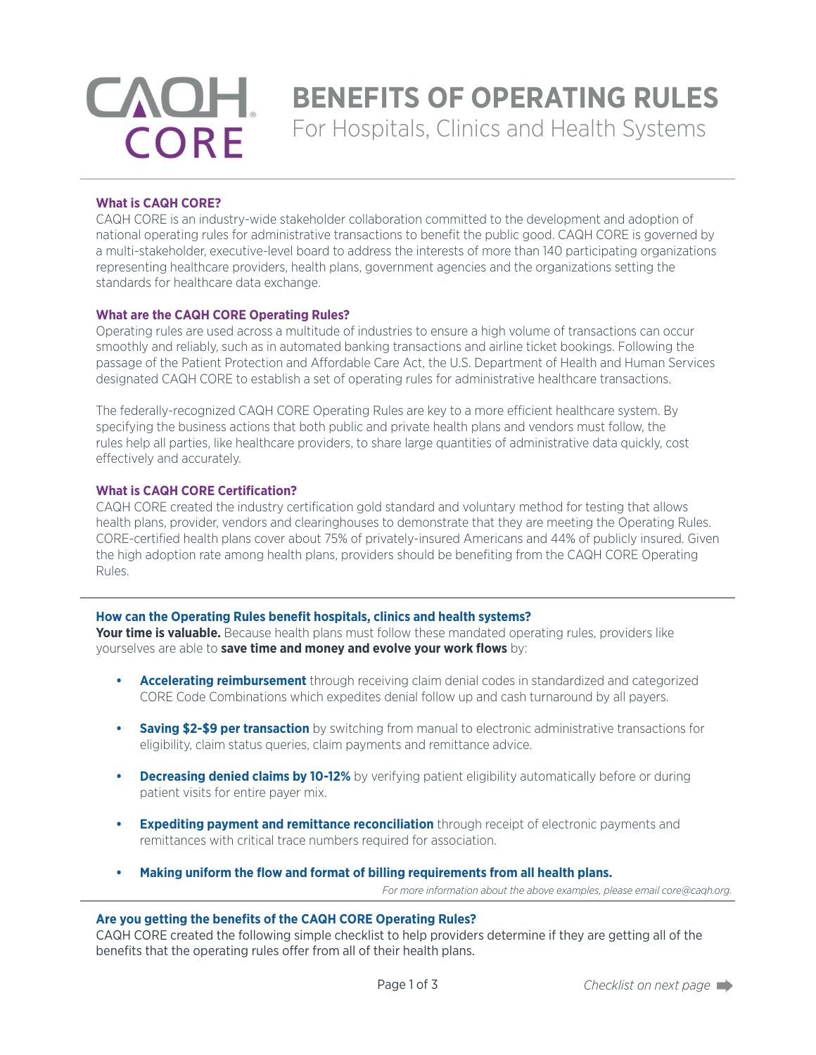# BENEFITS OF OPERATING RULES

## For Hospitals, Clinics and Health Systems

### What is CAQH CORE?

CAQH CORE is an industry-wide stakeholder collaboration committed to the development and adoption of national operating rules for administrative transactions to benefit the public good. CAQH CORE is governed by a multi-stakeholder, executive-level board to address the interests of more than 140 participating organizations representing healthcare providers, health plans, government agencies and the organizations setting the standards for healthcare data exchange.

### What are the CAQH CORE Operating Rules?

Operating rules are used across a multitude of industries to ensure a high volume of transactions can occur smoothly and reliably, such as in automated banking transactions and airline ticket bookings. Following the passage of the Patient Protection and Affordable Care Act, the U.S. Department of Health and Human Services designated CAQH CORE to establish a set of operating rules for administrative healthcare transactions.

The federally-recognized CAQH CORE Operating Rules are key to a more efficient healthcare system. By specifying the business actions that both public and private health plans and vendors must follow, the rules help all parties, like healthcare providers, to share large quantities of administrative data quickly, cost effectively and accurately.

### What is CAQH CORE Certification?

CAQH CORE created the industry certification gold standard and voluntary method for testing that allows health plans, provider, vendors and clearinghouses to demonstrate that they are meeting the Operating Rules. CORE-certified health plans cover about 75% of privately-insured Americans and 44% of publicly insured. Given the high adoption rate among health plans, providers should be benefiting from the CAQH CORE Operating Rules.

---

### How can the Operating Rules benefit hospitals, clinics and health systems?

**Your time is valuable.** Because health plans must follow these mandated operating rules, providers like yourselves are able to **save time and money and evolve your work flows** by:

- **Accelerating reimbursement** through receiving claim denial codes in standardized and categorized CORE Code Combinations which expedites denial follow up and cash turnaround by all payers.
- **Saving $2-$9 per transaction** by switching from manual to electronic administrative transactions for eligibility, claim status queries, claim payments and remittance advice.
- **Decreasing denied claims by 10-12%** by verifying patient eligibility automatically before or during patient visits for entire payer mix.
- **Expediting payment and remittance reconciliation** through receipt of electronic payments and remittances with critical trace numbers required for association.
- **Making uniform the flow and format of billing requirements from all health plans.**

*For more information about the above examples, please email core@caqh.org.*

---

### Are you getting the benefits of the CAQH CORE Operating Rules?

CAQH CORE created the following simple checklist to help providers determine if they are getting all of the benefits that the operating rules offer from all of their health plans.

*Checklist on next page*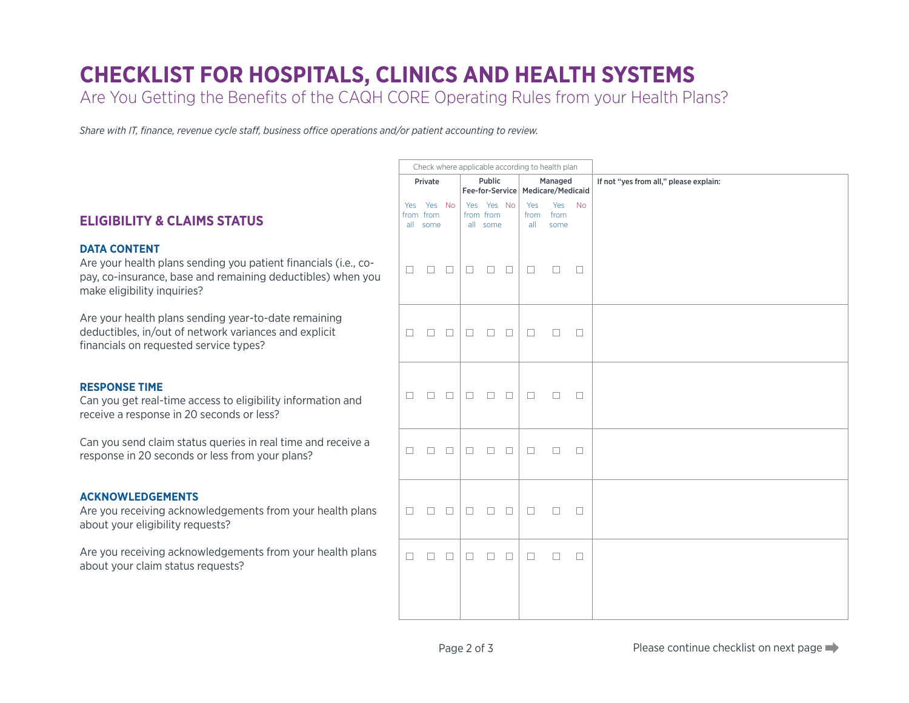# CHECKLIST FOR HOSPITALS, CLINICS AND HEALTH SYSTEMS

## Are You Getting the Benefits of the CAQH CORE Operating Rules from your Health Plans?

*Share with IT, finance, revenue cycle staff, business office operations and/or patient accounting to review.*

| ELIGIBILITY & CLAIMS STATUS | Check where applicable according to health plan | | | | | | | | | |
|---|---|---|---|---|---|---|---|---|---|---|
| | Private | | | Public Fee-for-Service | | | Managed Medicare/Medicaid | | | If not "yes from all," please explain: |
| | Yes from all | Yes from some | No | Yes from all | Yes from some | No | Yes from all | Yes from some | No | |
| **DATA CONTENT** Are your health plans sending you patient financials (i.e., co-pay, co-insurance, base and remaining deductibles) when you make eligibility inquiries? | ☐ | ☐ | ☐ | ☐ | ☐ | ☐ | ☐ | ☐ | ☐ | |
| Are your health plans sending year-to-date remaining deductibles, in/out of network variances and explicit financials on requested service types? | ☐ | ☐ | ☐ | ☐ | ☐ | ☐ | ☐ | ☐ | ☐ | |
| **RESPONSE TIME** Can you get real-time access to eligibility information and receive a response in 20 seconds or less? | ☐ | ☐ | ☐ | ☐ | ☐ | ☐ | ☐ | ☐ | ☐ | |
| Can you send claim status queries in real time and receive a response in 20 seconds or less from your plans? | ☐ | ☐ | ☐ | ☐ | ☐ | ☐ | ☐ | ☐ | ☐ | |
| **ACKNOWLEDGEMENTS** Are you receiving acknowledgements from your health plans about your eligibility requests? | ☐ | ☐ | ☐ | ☐ | ☐ | ☐ | ☐ | ☐ | ☐ | |
| Are you receiving acknowledgements from your health plans about your claim status requests? | ☐ | ☐ | ☐ | ☐ | ☐ | ☐ | ☐ | ☐ | ☐ | |

Please continue checklist on next page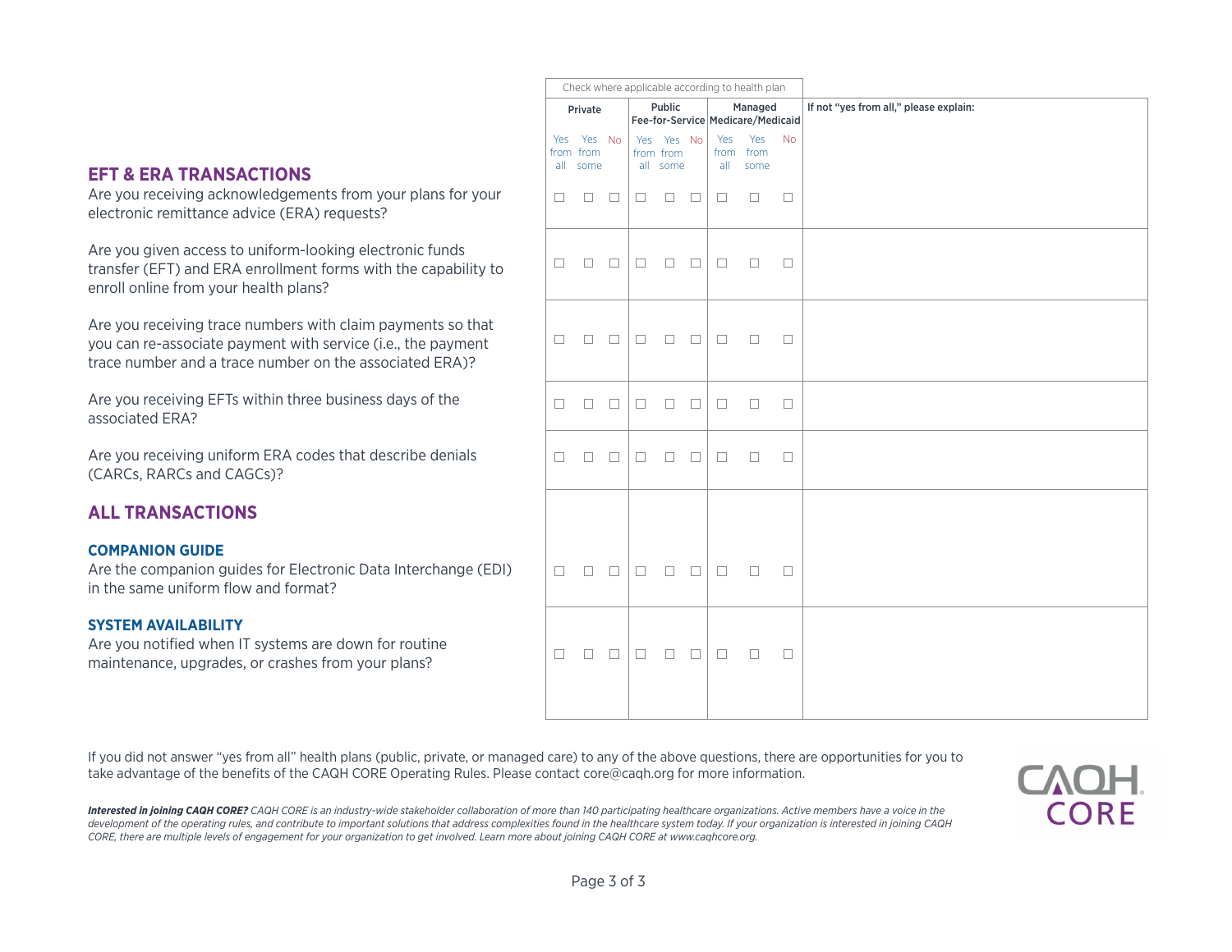| | Check where applicable according to health plan | | | | | | | | | |
|---|---|---|---|---|---|---|---|---|---|---|
| | Private | | | Public Fee-for-Service | | | Managed Medicare/Medicaid | | | If not "yes from all," please explain: |
| | Yes from all | Yes from some | No | Yes from all | Yes from some | No | Yes from all | Yes from some | No | |
| **EFT & ERA TRANSACTIONS** | | | | | | | | | | |
| Are you receiving acknowledgements from your plans for your electronic remittance advice (ERA) requests? | ☐ | ☐ | ☐ | ☐ | ☐ | ☐ | ☐ | ☐ | ☐ | |
| Are you given access to uniform-looking electronic funds transfer (EFT) and ERA enrollment forms with the capability to enroll online from your health plans? | ☐ | ☐ | ☐ | ☐ | ☐ | ☐ | ☐ | ☐ | ☐ | |
| Are you receiving trace numbers with claim payments so that you can re-associate payment with service (i.e., the payment trace number and a trace number on the associated ERA)? | ☐ | ☐ | ☐ | ☐ | ☐ | ☐ | ☐ | ☐ | ☐ | |
| Are you receiving EFTs within three business days of the associated ERA? | ☐ | ☐ | ☐ | ☐ | ☐ | ☐ | ☐ | ☐ | ☐ | |
| Are you receiving uniform ERA codes that describe denials (CARCs, RARCs and CAGCs)? | ☐ | ☐ | ☐ | ☐ | ☐ | ☐ | ☐ | ☐ | ☐ | |
| **ALL TRANSACTIONS** | | | | | | | | | | |
| **COMPANION GUIDE** Are the companion guides for Electronic Data Interchange (EDI) in the same uniform flow and format? | ☐ | ☐ | ☐ | ☐ | ☐ | ☐ | ☐ | ☐ | ☐ | |
| **SYSTEM AVAILABILITY** Are you notified when IT systems are down for routine maintenance, upgrades, or crashes from your plans? | ☐ | ☐ | ☐ | ☐ | ☐ | ☐ | ☐ | ☐ | ☐ | |

If you did not answer "yes from all" health plans (public, private, or managed care) to any of the above questions, there are opportunities for you to take advantage of the benefits of the CAQH CORE Operating Rules. Please contact core@caqh.org for more information.

***Interested in joining CAQH CORE?*** *CAQH CORE is an industry-wide stakeholder collaboration of more than 140 participating healthcare organizations. Active members have a voice in the development of the operating rules, and contribute to important solutions that address complexities found in the healthcare system today. If your organization is interested in joining CAQH CORE, there are multiple levels of engagement for your organization to get involved. Learn more about joining CAQH CORE at www.caqhcore.org.*

CAQH CORE